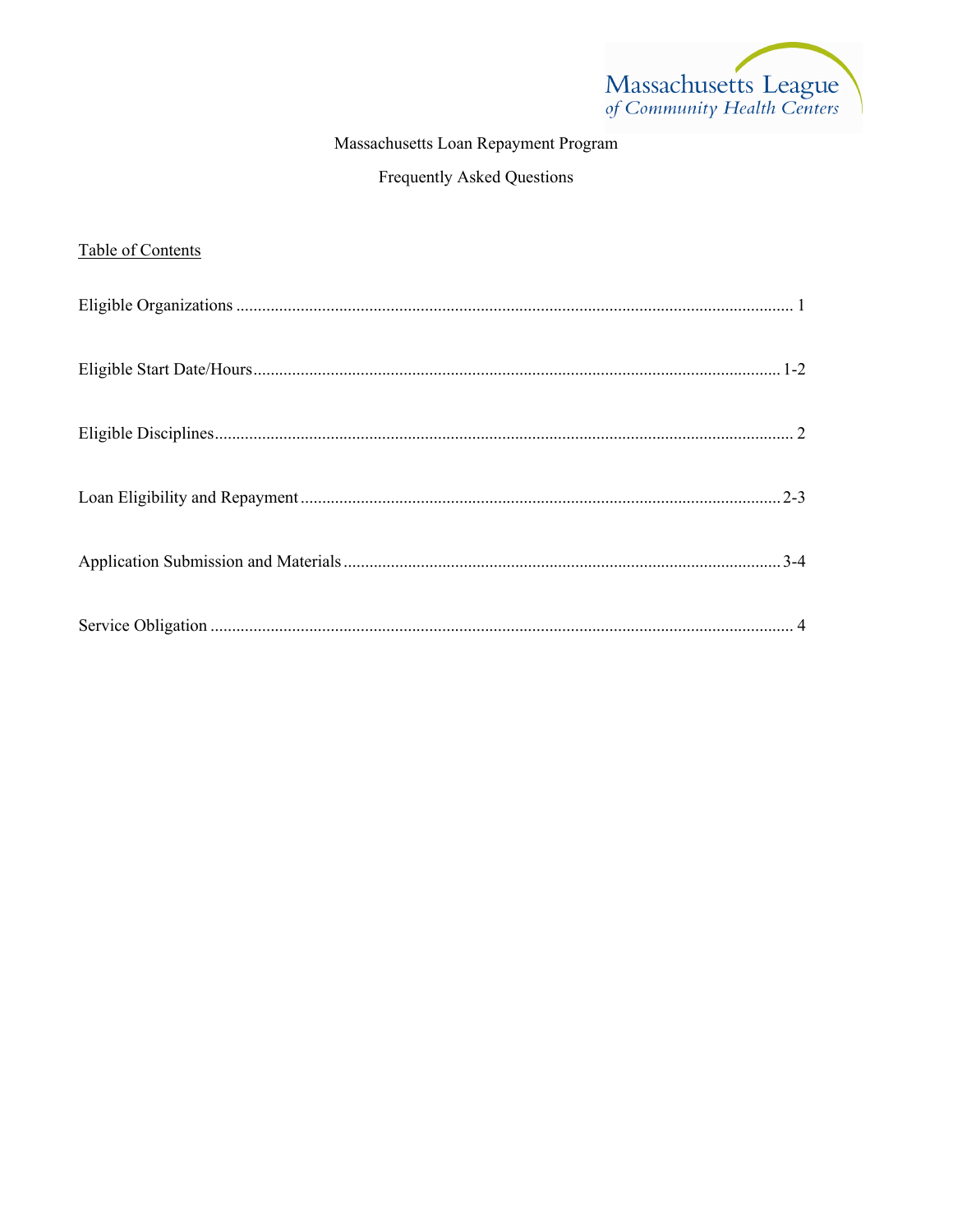Massachusetts League of Community Health Centers

# Massachusetts Loan Repayment Program

## Frequently Asked Questions

Table of Contents

Eligible Organizations ........................................................................................................................ 1

Eligible Start Date/Hours.................................................................................................................... 1-2

Eligible Disciplines.............................................................................................................................. 2

Loan Eligibility and Repayment ......................................................................................................... 2-3

Application Submission and Materials ............................................................................................... 3-4

Service Obligation ............................................................................................................................... 4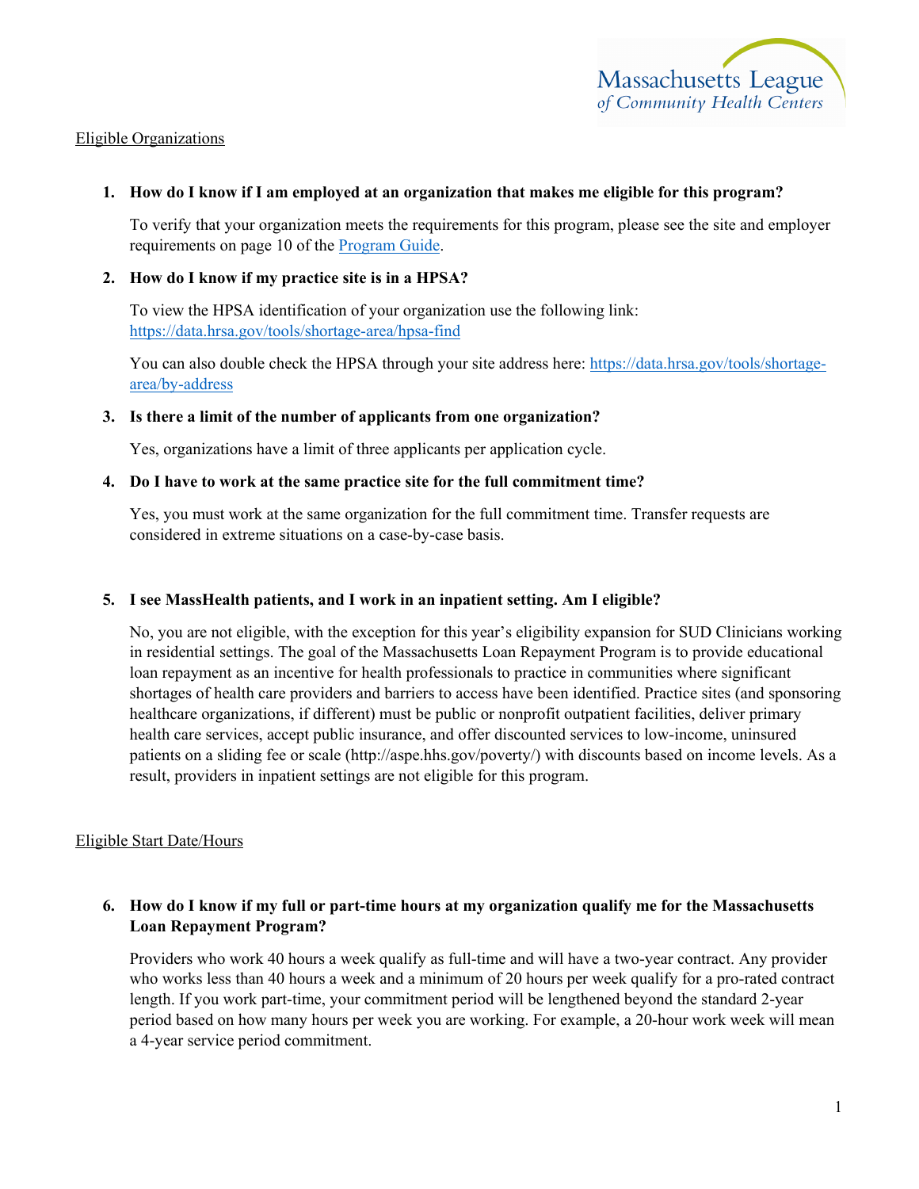Eligible Organizations

1. **How do I know if I am employed at an organization that makes me eligible for this program?**

   To verify that your organization meets the requirements for this program, please see the site and employer requirements on page 10 of the [Program Guide](#).

2. **How do I know if my practice site is in a HPSA?**

   To view the HPSA identification of your organization use the following link: https://data.hrsa.gov/tools/shortage-area/hpsa-find

   You can also double check the HPSA through your site address here: https://data.hrsa.gov/tools/shortage-area/by-address

3. **Is there a limit of the number of applicants from one organization?**

   Yes, organizations have a limit of three applicants per application cycle.

4. **Do I have to work at the same practice site for the full commitment time?**

   Yes, you must work at the same organization for the full commitment time. Transfer requests are considered in extreme situations on a case-by-case basis.

5. **I see MassHealth patients, and I work in an inpatient setting. Am I eligible?**

   No, you are not eligible, with the exception for this year's eligibility expansion for SUD Clinicians working in residential settings. The goal of the Massachusetts Loan Repayment Program is to provide educational loan repayment as an incentive for health professionals to practice in communities where significant shortages of health care providers and barriers to access have been identified. Practice sites (and sponsoring healthcare organizations, if different) must be public or nonprofit outpatient facilities, deliver primary health care services, accept public insurance, and offer discounted services to low-income, uninsured patients on a sliding fee or scale (http://aspe.hhs.gov/poverty/) with discounts based on income levels. As a result, providers in inpatient settings are not eligible for this program.

Eligible Start Date/Hours

6. **How do I know if my full or part-time hours at my organization qualify me for the Massachusetts Loan Repayment Program?**

   Providers who work 40 hours a week qualify as full-time and will have a two-year contract. Any provider who works less than 40 hours a week and a minimum of 20 hours per week qualify for a pro-rated contract length. If you work part-time, your commitment period will be lengthened beyond the standard 2-year period based on how many hours per week you are working. For example, a 20-hour work week will mean a 4-year service period commitment.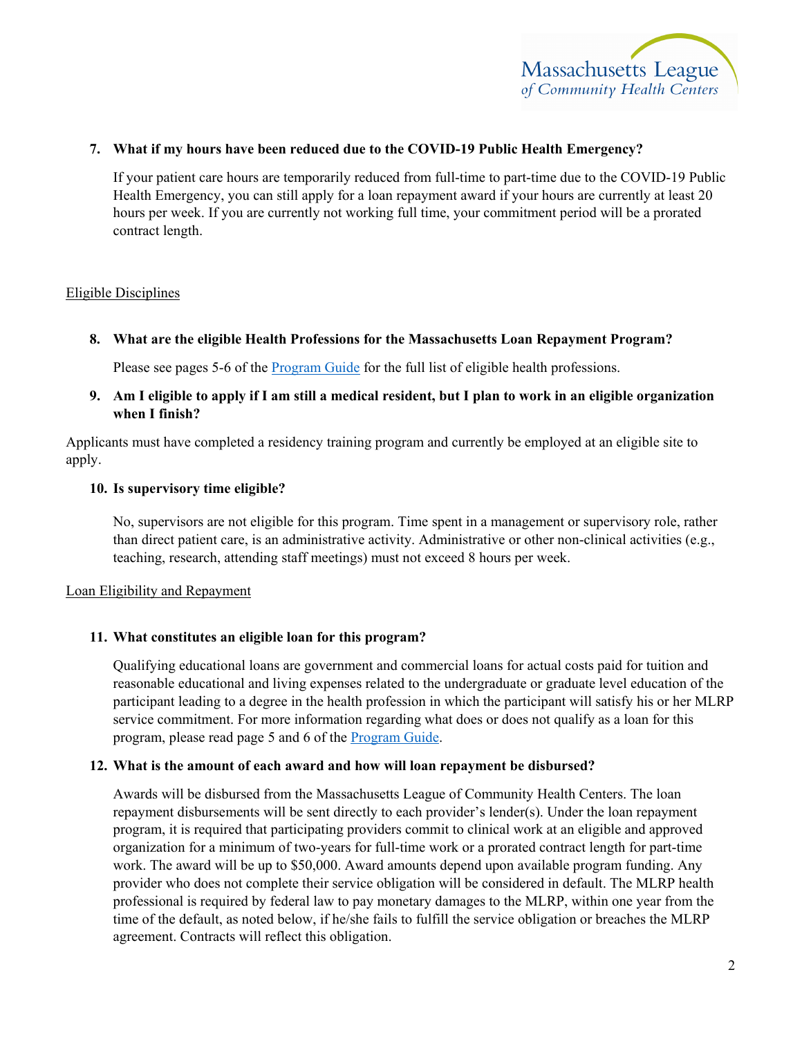**7. What if my hours have been reduced due to the COVID-19 Public Health Emergency?**

If your patient care hours are temporarily reduced from full-time to part-time due to the COVID-19 Public Health Emergency, you can still apply for a loan repayment award if your hours are currently at least 20 hours per week. If you are currently not working full time, your commitment period will be a prorated contract length.

## Eligible Disciplines

**8. What are the eligible Health Professions for the Massachusetts Loan Repayment Program?**

Please see pages 5-6 of the Program Guide for the full list of eligible health professions.

**9. Am I eligible to apply if I am still a medical resident, but I plan to work in an eligible organization when I finish?**

Applicants must have completed a residency training program and currently be employed at an eligible site to apply.

**10. Is supervisory time eligible?**

No, supervisors are not eligible for this program. Time spent in a management or supervisory role, rather than direct patient care, is an administrative activity. Administrative or other non-clinical activities (e.g., teaching, research, attending staff meetings) must not exceed 8 hours per week.

## Loan Eligibility and Repayment

**11. What constitutes an eligible loan for this program?**

Qualifying educational loans are government and commercial loans for actual costs paid for tuition and reasonable educational and living expenses related to the undergraduate or graduate level education of the participant leading to a degree in the health profession in which the participant will satisfy his or her MLRP service commitment. For more information regarding what does or does not qualify as a loan for this program, please read page 5 and 6 of the Program Guide.

**12. What is the amount of each award and how will loan repayment be disbursed?**

Awards will be disbursed from the Massachusetts League of Community Health Centers. The loan repayment disbursements will be sent directly to each provider's lender(s). Under the loan repayment program, it is required that participating providers commit to clinical work at an eligible and approved organization for a minimum of two-years for full-time work or a prorated contract length for part-time work. The award will be up to $50,000. Award amounts depend upon available program funding. Any provider who does not complete their service obligation will be considered in default. The MLRP health professional is required by federal law to pay monetary damages to the MLRP, within one year from the time of the default, as noted below, if he/she fails to fulfill the service obligation or breaches the MLRP agreement. Contracts will reflect this obligation.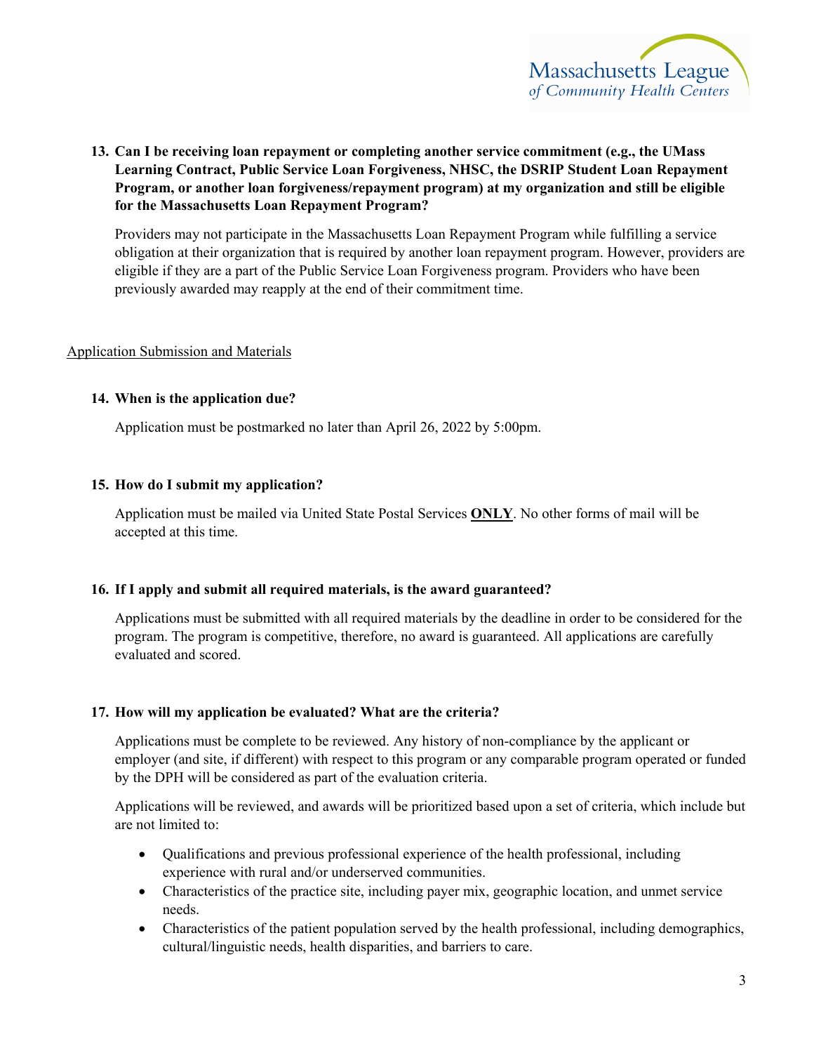**13. Can I be receiving loan repayment or completing another service commitment (e.g., the UMass Learning Contract, Public Service Loan Forgiveness, NHSC, the DSRIP Student Loan Repayment Program, or another loan forgiveness/repayment program) at my organization and still be eligible for the Massachusetts Loan Repayment Program?**

Providers may not participate in the Massachusetts Loan Repayment Program while fulfilling a service obligation at their organization that is required by another loan repayment program. However, providers are eligible if they are a part of the Public Service Loan Forgiveness program. Providers who have been previously awarded may reapply at the end of their commitment time.

<u>Application Submission and Materials</u>

**14. When is the application due?**

Application must be postmarked no later than April 26, 2022 by 5:00pm.

**15. How do I submit my application?**

Application must be mailed via United State Postal Services <u>**ONLY**</u>. No other forms of mail will be accepted at this time.

**16. If I apply and submit all required materials, is the award guaranteed?**

Applications must be submitted with all required materials by the deadline in order to be considered for the program. The program is competitive, therefore, no award is guaranteed. All applications are carefully evaluated and scored.

**17. How will my application be evaluated? What are the criteria?**

Applications must be complete to be reviewed. Any history of non-compliance by the applicant or employer (and site, if different) with respect to this program or any comparable program operated or funded by the DPH will be considered as part of the evaluation criteria.

Applications will be reviewed, and awards will be prioritized based upon a set of criteria, which include but are not limited to:

- Qualifications and previous professional experience of the health professional, including experience with rural and/or underserved communities.
- Characteristics of the practice site, including payer mix, geographic location, and unmet service needs.
- Characteristics of the patient population served by the health professional, including demographics, cultural/linguistic needs, health disparities, and barriers to care.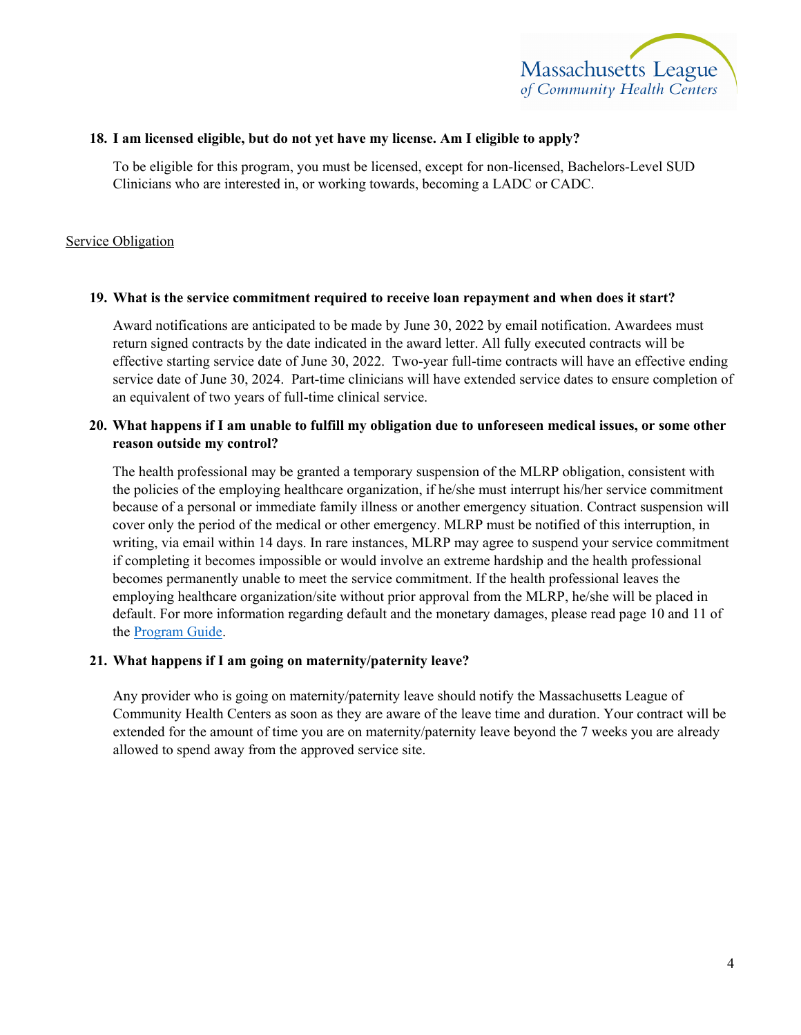**18. I am licensed eligible, but do not yet have my license. Am I eligible to apply?**

To be eligible for this program, you must be licensed, except for non-licensed, Bachelors-Level SUD Clinicians who are interested in, or working towards, becoming a LADC or CADC.

<u>Service Obligation</u>

**19. What is the service commitment required to receive loan repayment and when does it start?**

Award notifications are anticipated to be made by June 30, 2022 by email notification. Awardees must return signed contracts by the date indicated in the award letter. All fully executed contracts will be effective starting service date of June 30, 2022. Two-year full-time contracts will have an effective ending service date of June 30, 2024. Part-time clinicians will have extended service dates to ensure completion of an equivalent of two years of full-time clinical service.

**20. What happens if I am unable to fulfill my obligation due to unforeseen medical issues, or some other reason outside my control?**

The health professional may be granted a temporary suspension of the MLRP obligation, consistent with the policies of the employing healthcare organization, if he/she must interrupt his/her service commitment because of a personal or immediate family illness or another emergency situation. Contract suspension will cover only the period of the medical or other emergency. MLRP must be notified of this interruption, in writing, via email within 14 days. In rare instances, MLRP may agree to suspend your service commitment if completing it becomes impossible or would involve an extreme hardship and the health professional becomes permanently unable to meet the service commitment. If the health professional leaves the employing healthcare organization/site without prior approval from the MLRP, he/she will be placed in default. For more information regarding default and the monetary damages, please read page 10 and 11 of the Program Guide.

**21. What happens if I am going on maternity/paternity leave?**

Any provider who is going on maternity/paternity leave should notify the Massachusetts League of Community Health Centers as soon as they are aware of the leave time and duration. Your contract will be extended for the amount of time you are on maternity/paternity leave beyond the 7 weeks you are already allowed to spend away from the approved service site.